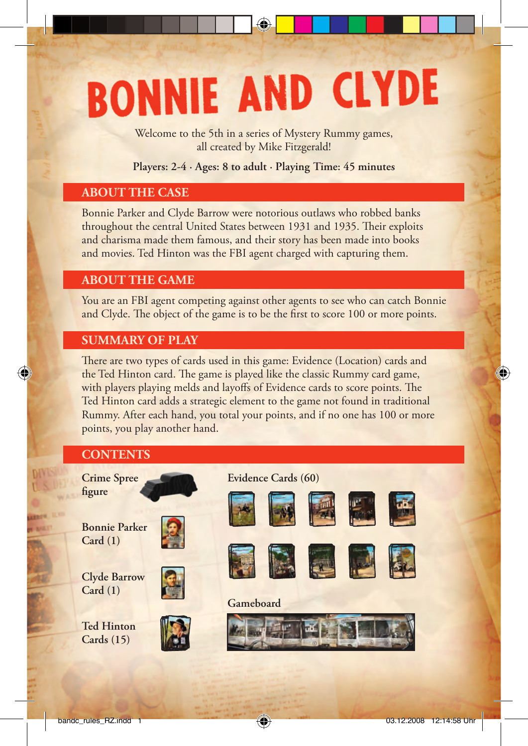# BONNIE AND CLYDE

Welcome to the 5th in a series of Mystery Rummy games, all created by Mike Fitzgerald!

**Players: 2-4 · Ages: 8 to adult · Playing Time: 45 minutes**

## ABOUT THE CASE

Bonnie Parker and Clyde Barrow were notorious outlaws who robbed banks throughout the central United States between 1931 and 1935. Their exploits and charisma made them famous, and their story has been made into books and movies. Ted Hinton was the FBI agent charged with capturing them.

## ABOUT THE GAME

You are an FBI agent competing against other agents to see who can catch Bonnie and Clyde. The object of the game is to be the first to score 100 or more points.

## SUMMARY OF PLAY

There are two types of cards used in this game: Evidence (Location) cards and the Ted Hinton card. The game is played like the classic Rummy card game, with players playing melds and layoffs of Evidence cards to score points. The Ted Hinton card adds a strategic element to the game not found in traditional Rummy. After each hand, you total your points, and if no one has 100 or more points, you play another hand.

## CONTENTS

**Crime Spree figure**

**Bonnie Parker Card (1)**

**Clyde Barrow Card (1)**

**Ted Hinton Cards (15)**

**Evidence Cards (60)**

**Gameboard**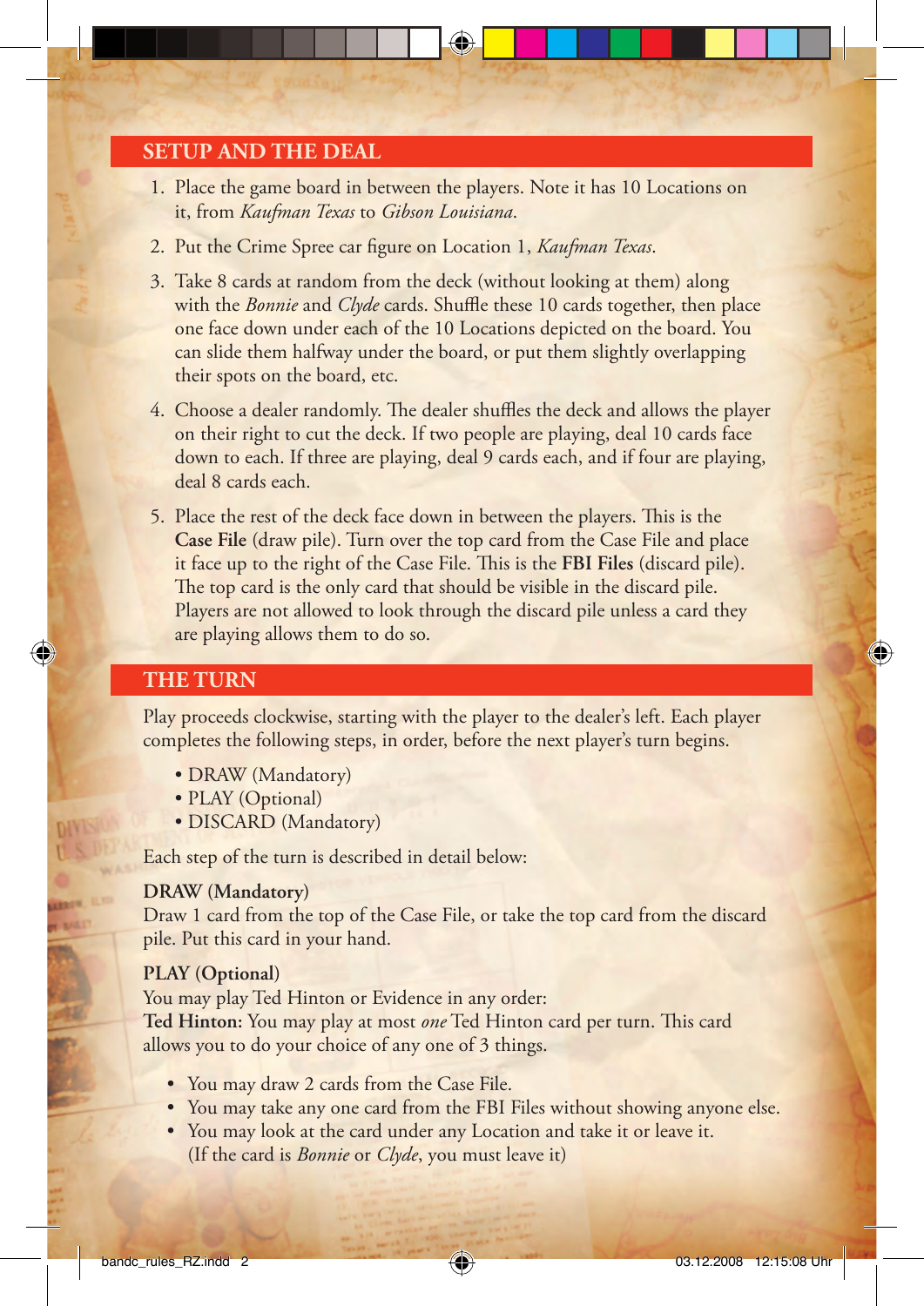## SETUP AND THE DEAL

1. Place the game board in between the players. Note it has 10 Locations on it, from *Kaufman Texas* to *Gibson Louisiana*.
2. Put the Crime Spree car figure on Location 1, *Kaufman Texas*.
3. Take 8 cards at random from the deck (without looking at them) along with the *Bonnie* and *Clyde* cards. Shuffle these 10 cards together, then place one face down under each of the 10 Locations depicted on the board. You can slide them halfway under the board, or put them slightly overlapping their spots on the board, etc.
4. Choose a dealer randomly. The dealer shuffles the deck and allows the player on their right to cut the deck. If two people are playing, deal 10 cards face down to each. If three are playing, deal 9 cards each, and if four are playing, deal 8 cards each.
5. Place the rest of the deck face down in between the players. This is the **Case File** (draw pile). Turn over the top card from the Case File and place it face up to the right of the Case File. This is the **FBI Files** (discard pile). The top card is the only card that should be visible in the discard pile. Players are not allowed to look through the discard pile unless a card they are playing allows them to do so.

## THE TURN

Play proceeds clockwise, starting with the player to the dealer's left. Each player completes the following steps, in order, before the next player's turn begins.

- DRAW (Mandatory)
- PLAY (Optional)
- DISCARD (Mandatory)

Each step of the turn is described in detail below:

**DRAW (Mandatory)**
Draw 1 card from the top of the Case File, or take the top card from the discard pile. Put this card in your hand.

**PLAY (Optional)**
You may play Ted Hinton or Evidence in any order:
**Ted Hinton:** You may play at most *one* Ted Hinton card per turn. This card allows you to do your choice of any one of 3 things.

- You may draw 2 cards from the Case File.
- You may take any one card from the FBI Files without showing anyone else.
- You may look at the card under any Location and take it or leave it. (If the card is *Bonnie* or *Clyde*, you must leave it)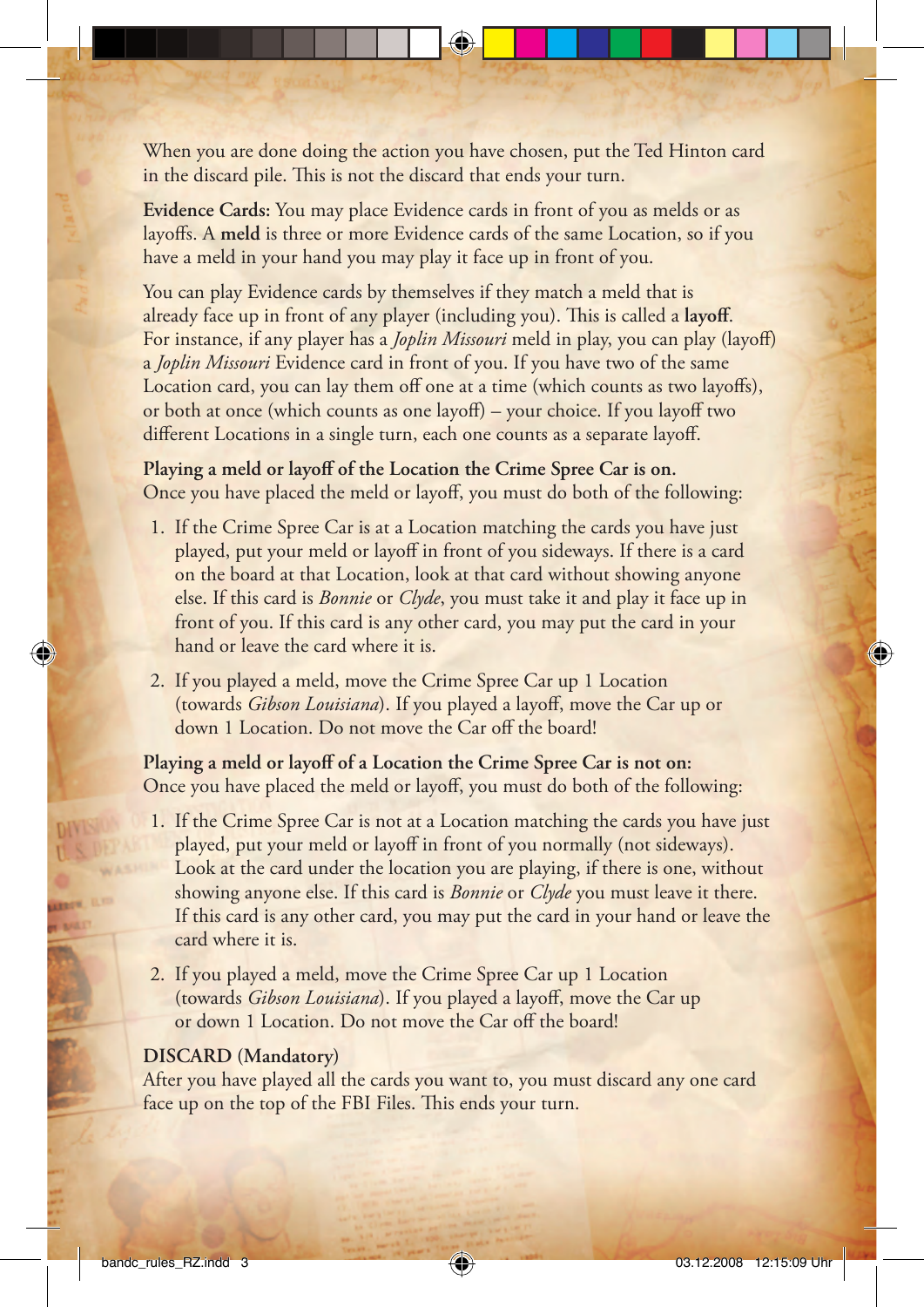When you are done doing the action you have chosen, put the Ted Hinton card in the discard pile. This is not the discard that ends your turn.

**Evidence Cards:** You may place Evidence cards in front of you as melds or as layoffs. A **meld** is three or more Evidence cards of the same Location, so if you have a meld in your hand you may play it face up in front of you.

You can play Evidence cards by themselves if they match a meld that is already face up in front of any player (including you). This is called a **layoff**. For instance, if any player has a *Joplin Missouri* meld in play, you can play (layoff) a *Joplin Missouri* Evidence card in front of you. If you have two of the same Location card, you can lay them off one at a time (which counts as two layoffs), or both at once (which counts as one layoff) – your choice. If you layoff two different Locations in a single turn, each one counts as a separate layoff.

**Playing a meld or layoff of the Location the Crime Spree Car is on.**
Once you have placed the meld or layoff, you must do both of the following:

1. If the Crime Spree Car is at a Location matching the cards you have just played, put your meld or layoff in front of you sideways. If there is a card on the board at that Location, look at that card without showing anyone else. If this card is *Bonnie* or *Clyde*, you must take it and play it face up in front of you. If this card is any other card, you may put the card in your hand or leave the card where it is.
2. If you played a meld, move the Crime Spree Car up 1 Location (towards *Gibson Louisiana*). If you played a layoff, move the Car up or down 1 Location. Do not move the Car off the board!

**Playing a meld or layoff of a Location the Crime Spree Car is not on:**
Once you have placed the meld or layoff, you must do both of the following:

1. If the Crime Spree Car is not at a Location matching the cards you have just played, put your meld or layoff in front of you normally (not sideways). Look at the card under the location you are playing, if there is one, without showing anyone else. If this card is *Bonnie* or *Clyde* you must leave it there. If this card is any other card, you may put the card in your hand or leave the card where it is.
2. If you played a meld, move the Crime Spree Car up 1 Location (towards *Gibson Louisiana*). If you played a layoff, move the Car up or down 1 Location. Do not move the Car off the board!

**DISCARD (Mandatory)**
After you have played all the cards you want to, you must discard any one card face up on the top of the FBI Files. This ends your turn.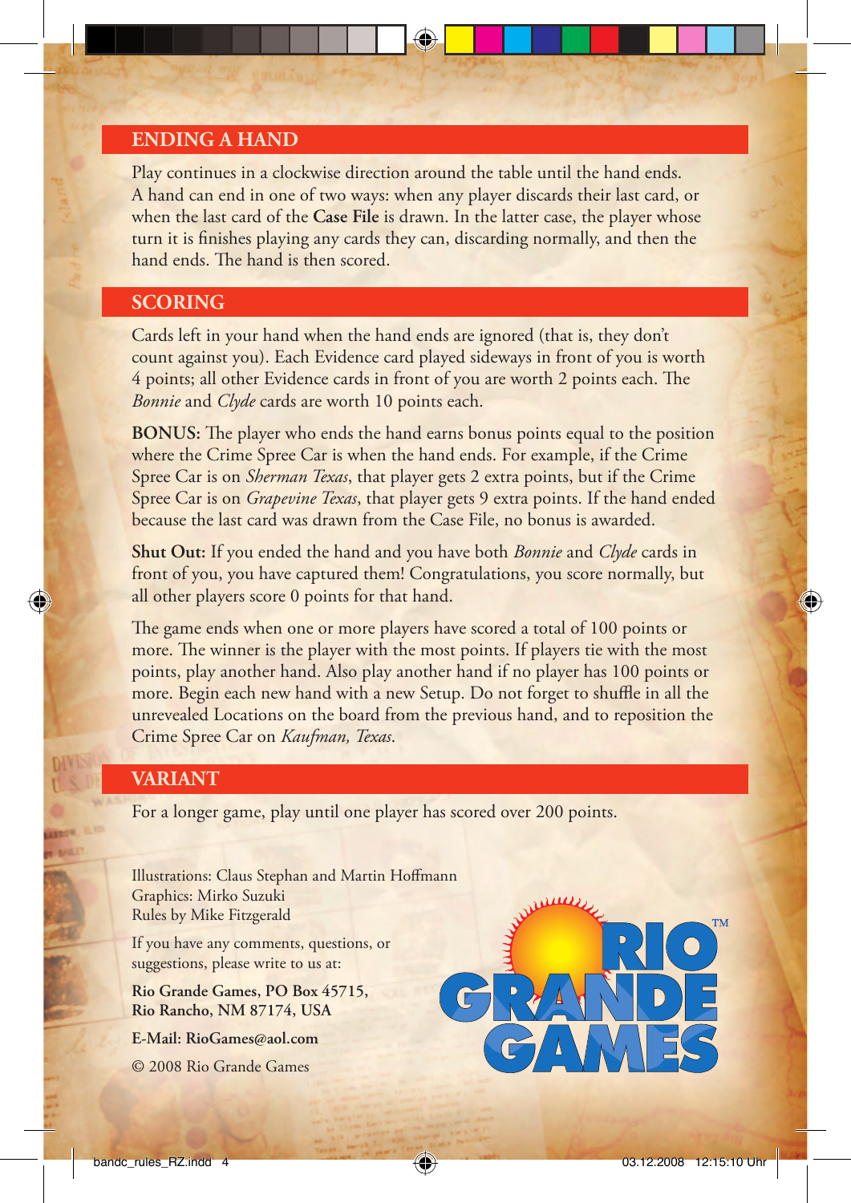## ENDING A HAND

Play continues in a clockwise direction around the table until the hand ends. A hand can end in one of two ways: when any player discards their last card, or when the last card of the **Case File** is drawn. In the latter case, the player whose turn it is finishes playing any cards they can, discarding normally, and then the hand ends. The hand is then scored.

## SCORING

Cards left in your hand when the hand ends are ignored (that is, they don't count against you). Each Evidence card played sideways in front of you is worth 4 points; all other Evidence cards in front of you are worth 2 points each. The *Bonnie* and *Clyde* cards are worth 10 points each.

**BONUS:** The player who ends the hand earns bonus points equal to the position where the Crime Spree Car is when the hand ends. For example, if the Crime Spree Car is on *Sherman Texas*, that player gets 2 extra points, but if the Crime Spree Car is on *Grapevine Texas*, that player gets 9 extra points. If the hand ended because the last card was drawn from the Case File, no bonus is awarded.

**Shut Out:** If you ended the hand and you have both *Bonnie* and *Clyde* cards in front of you, you have captured them! Congratulations, you score normally, but all other players score 0 points for that hand.

The game ends when one or more players have scored a total of 100 points or more. The winner is the player with the most points. If players tie with the most points, play another hand. Also play another hand if no player has 100 points or more. Begin each new hand with a new Setup. Do not forget to shuffle in all the unrevealed Locations on the board from the previous hand, and to reposition the Crime Spree Car on *Kaufman, Texas*.

## VARIANT

For a longer game, play until one player has scored over 200 points.

Illustrations: Claus Stephan and Martin Hoffmann
Graphics: Mirko Suzuki
Rules by Mike Fitzgerald

If you have any comments, questions, or suggestions, please write to us at:

**Rio Grande Games, PO Box 45715, Rio Rancho, NM 87174, USA**

**E-Mail: RioGames@aol.com**

© 2008 Rio Grande Games

RIO GRANDE GAMES™